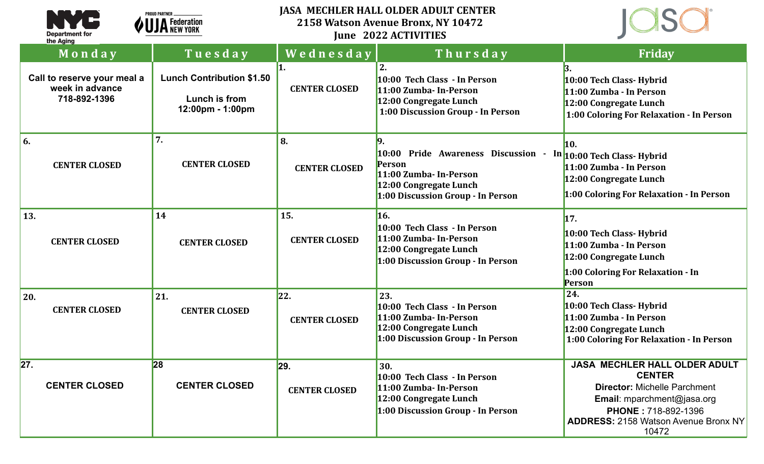NYC Department for the Aging

PROUD PARTNER UJA Federation NEW YORK

# JASA MECHLER HALL OLDER ADULT CENTER
## 2158 Watson Avenue Bronx, NY 10472
## June 2022 ACTIVITIES

jasa

| Monday | Tuesday | Wednesday | Thursday | Friday |
|---|---|---|---|---|
| Call to reserve your meal a week in advance 718-892-1396 | Lunch Contribution $1.50<br>Lunch is from 12:00pm - 1:00pm | 1.<br>CENTER CLOSED | 2.<br>10:00 Tech Class - In Person<br>11:00 Zumba- In-Person<br>12:00 Congregate Lunch<br>1:00 Discussion Group - In Person | 3.<br>10:00 Tech Class- Hybrid<br>11:00 Zumba - In Person<br>12:00 Congregate Lunch<br>1:00 Coloring For Relaxation - In Person |
| 6.<br>CENTER CLOSED | 7.<br>CENTER CLOSED | 8.<br>CENTER CLOSED | 9.<br>10:00 Pride Awareness Discussion - In Person<br>11:00 Zumba- In-Person<br>12:00 Congregate Lunch<br>1:00 Discussion Group - In Person | 10.<br>10:00 Tech Class- Hybrid<br>11:00 Zumba - In Person<br>12:00 Congregate Lunch<br>1:00 Coloring For Relaxation - In Person |
| 13.<br>CENTER CLOSED | 14<br>CENTER CLOSED | 15.<br>CENTER CLOSED | 16.<br>10:00 Tech Class - In Person<br>11:00 Zumba- In-Person<br>12:00 Congregate Lunch<br>1:00 Discussion Group - In Person | 17.<br>10:00 Tech Class- Hybrid<br>11:00 Zumba - In Person<br>12:00 Congregate Lunch<br>1:00 Coloring For Relaxation - In Person |
| 20.<br>CENTER CLOSED | 21.<br>CENTER CLOSED | 22.<br>CENTER CLOSED | 23.<br>10:00 Tech Class - In Person<br>11:00 Zumba- In-Person<br>12:00 Congregate Lunch<br>1:00 Discussion Group - In Person | 24.<br>10:00 Tech Class- Hybrid<br>11:00 Zumba - In Person<br>12:00 Congregate Lunch<br>1:00 Coloring For Relaxation - In Person |
| 27.<br>CENTER CLOSED | 28<br>CENTER CLOSED | 29.<br>CENTER CLOSED | 30.<br>10:00 Tech Class - In Person<br>11:00 Zumba- In-Person<br>12:00 Congregate Lunch<br>1:00 Discussion Group - In Person | **JASA MECHLER HALL OLDER ADULT CENTER**<br>**Director:** Michelle Parchment<br>**Email**: mparchment@jasa.org<br>**PHONE :** 718-892-1396<br>**ADDRESS:** 2158 Watson Avenue Bronx NY 10472 |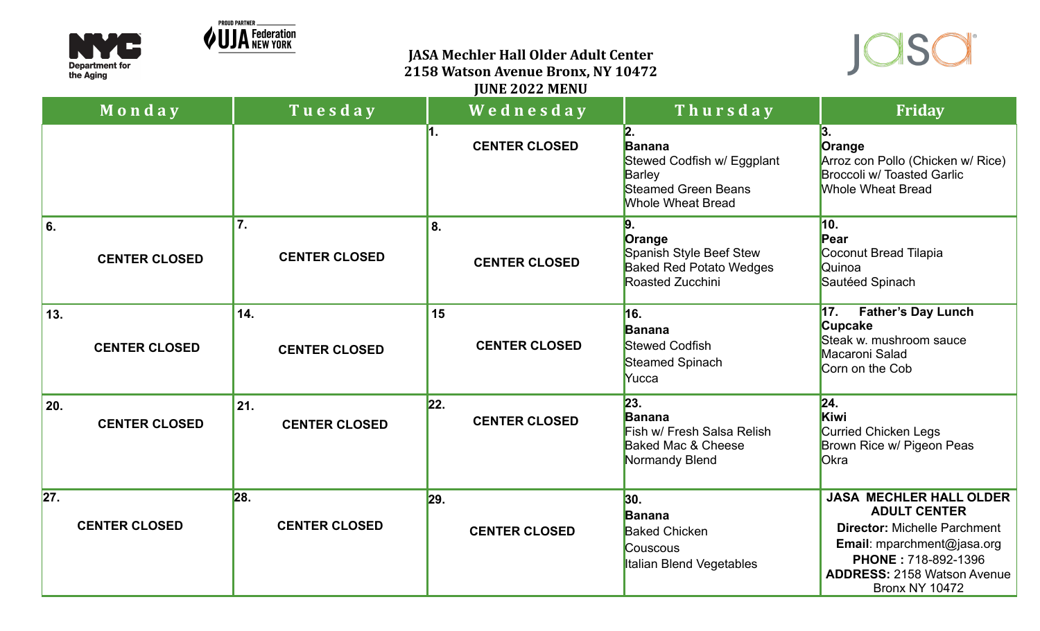NYC Department for the Aging

PROUD PARTNER UJA Federation NEW YORK

# JASA Mechler Hall Older Adult Center
## 2158 Watson Avenue Bronx, NY 10472
## JUNE 2022 MENU

jasa

| Monday | Tuesday | Wednesday | Thursday | Friday |
|---|---|---|---|---|
| | | 1. CENTER CLOSED | 2. **Banana** Stewed Codfish w/ Eggplant Barley Steamed Green Beans Whole Wheat Bread | 3. **Orange** Arroz con Pollo (Chicken w/ Rice) Broccoli w/ Toasted Garlic Whole Wheat Bread |
| 6. CENTER CLOSED | 7. CENTER CLOSED | 8. CENTER CLOSED | 9. **Orange** Spanish Style Beef Stew Baked Red Potato Wedges Roasted Zucchini | 10. **Pear** Coconut Bread Tilapia Quinoa Sautéed Spinach |
| 13. CENTER CLOSED | 14. CENTER CLOSED | 15 CENTER CLOSED | 16. **Banana** Stewed Codfish Steamed Spinach Yucca | 17. **Father's Day Lunch** **Cupcake** Steak w. mushroom sauce Macaroni Salad Corn on the Cob |
| 20. CENTER CLOSED | 21. CENTER CLOSED | 22. CENTER CLOSED | 23. **Banana** Fish w/ Fresh Salsa Relish Baked Mac & Cheese Normandy Blend | 24. **Kiwi** Curried Chicken Legs Brown Rice w/ Pigeon Peas Okra |
| 27. CENTER CLOSED | 28. CENTER CLOSED | 29. CENTER CLOSED | 30. **Banana** Baked Chicken Couscous Italian Blend Vegetables | **JASA MECHLER HALL OLDER ADULT CENTER** **Director:** Michelle Parchment **Email**: mparchment@jasa.org **PHONE :** 718-892-1396 **ADDRESS:** 2158 Watson Avenue Bronx NY 10472 |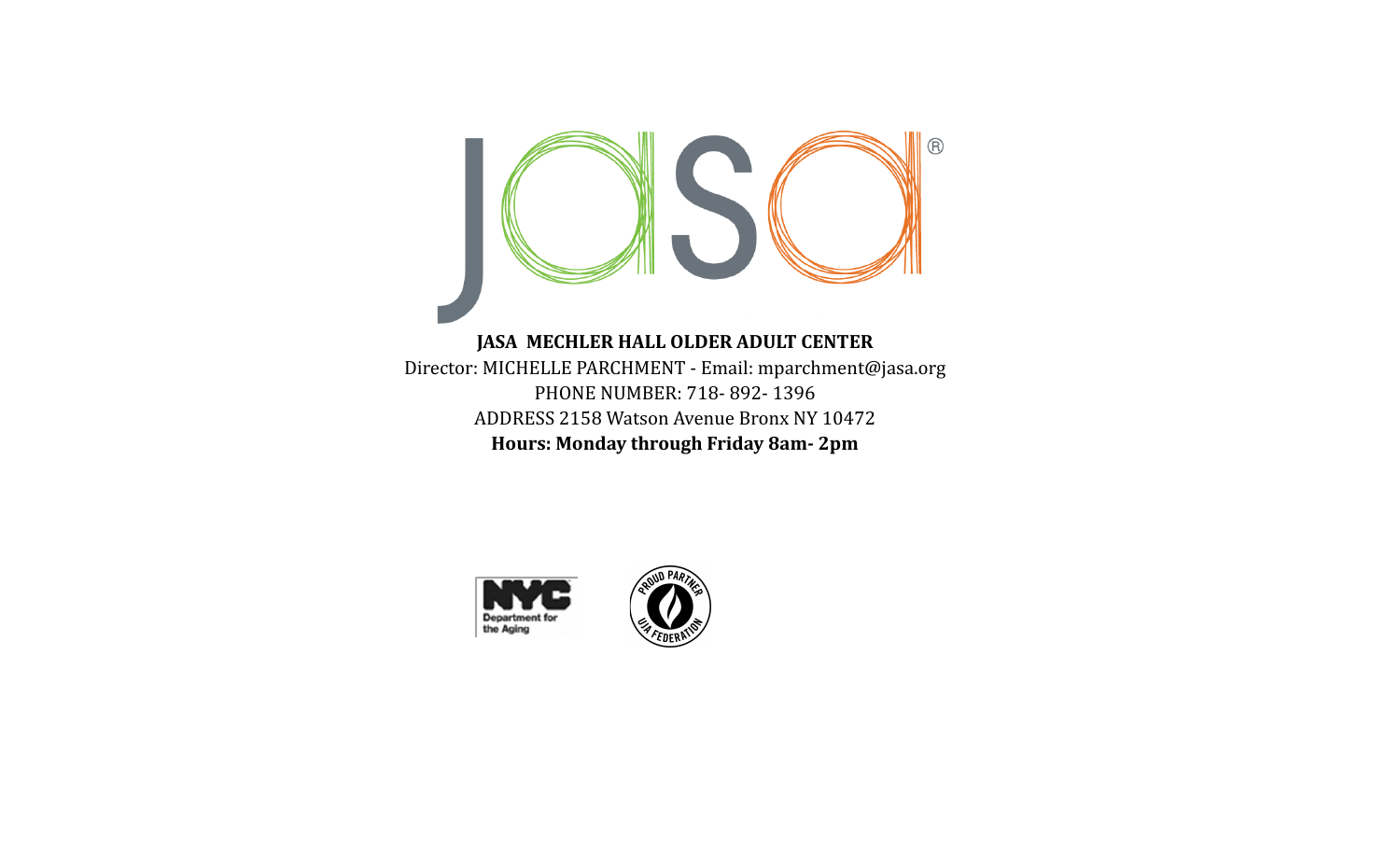**JASA MECHLER HALL OLDER ADULT CENTER**

Director: MICHELLE PARCHMENT - Email: mparchment@jasa.org

PHONE NUMBER: 718- 892- 1396

ADDRESS 2158 Watson Avenue Bronx NY 10472

**Hours: Monday through Friday 8am- 2pm**